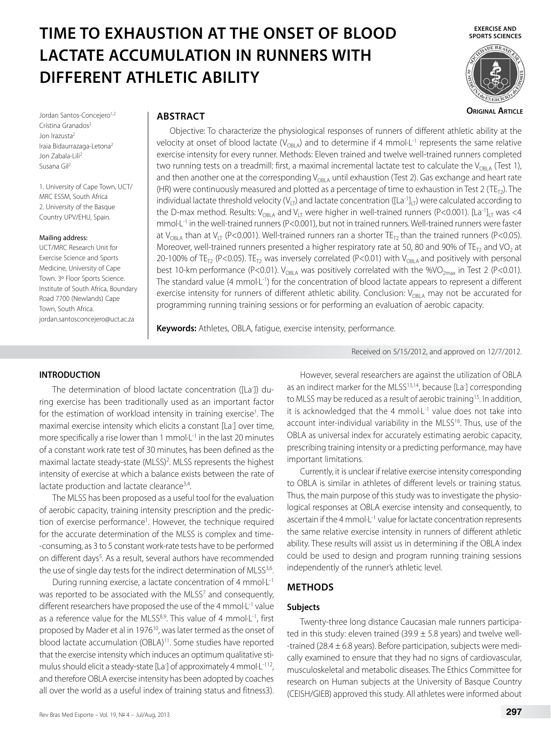# TIME TO EXHAUSTION AT THE ONSET OF BLOOD LACTATE ACCUMULATION IN RUNNERS WITH DIFFERENT ATHLETIC ABILITY

EXERCISE AND SPORTS SCIENCES

ORIGINAL ARTICLE

Jordan Santos-Concejero[1,2]
Cristina Granados[2]
Jon Irazusta[2]
Iraia Bidaurrazaga-Letona[2]
Jon Zabala-Lili[2]
Susana Gil[2]

1. University of Cape Town, UCT/MRC ESSM, South Africa
2. University of the Basque Country UPV/EHU, Spain.

**Mailing address:**
UCT/MRC Research Unit for Exercise Science and Sports Medicine, University of Cape Town. 3º Floor Sports Science. Institute of South Africa, Boundary Road 7700 (Newlands) Cape Town, South Africa.
jordan.santosconcejero@uct.ac.za

## ABSTRACT

Objective: To characterize the physiological responses of runners of different athletic ability at the velocity at onset of blood lactate ($V_{OBLA}$) and to determine if 4 mmol·L$^{-1}$ represents the same relative exercise intensity for every runner. Methods: Eleven trained and twelve well-trained runners completed two running tests on a treadmill: first, a maximal incremental lactate test to calculate the $V_{OBLA}$ (Test 1), and then another one at the corresponding $V_{OBLA}$ until exhaustion (Test 2). Gas exchange and heart rate (HR) were continuously measured and plotted as a percentage of time to exhaustion in Test 2 ($TE_{T2}$). The individual lactate threshold velocity ($V_{LT}$) and lactate concentration ($[La^{-1}]_{LT}$) were calculated according to the D-max method. Results: $V_{OBLA}$ and $V_{LT}$ were higher in well-trained runners (P<0.001). $[La^{-1}]_{LT}$ was <4 mmol·L$^{-1}$ in the well-trained runners (P<0.001), but not in trained runners. Well-trained runners were faster at $V_{OBLA}$ than at $V_{LT}$ (P<0.001). Well-trained runners ran a shorter $TE_{T2}$ than the trained runners (P<0.05). Moreover, well-trained runners presented a higher respiratory rate at 50, 80 and 90% of $TE_{T2}$ and $VO_2$ at 20-100% of $TE_{T2}$ (P<0.05). $TE_{T2}$ was inversely correlated (P<0.01) with $V_{OBLA}$ and positively with personal best 10-km performance (P<0.01). $V_{OBLA}$ was positively correlated with the $\%VO_{2max}$ in Test 2 (P<0.01). The standard value (4 mmol·L$^{-1}$) for the concentration of blood lactate appears to represent a different exercise intensity for runners of different athletic ability. Conclusion: $V_{OBLA}$ may not be accurated for programming running training sessions or for performing an evaluation of aerobic capacity.

**Keywords:** Athletes, OBLA, fatigue, exercise intensity, performance.

Received on 5/15/2012, and approved on 12/7/2012.

### INTRODUCTION

The determination of blood lactate concentration ([La$^-$]) during exercise has been traditionally used as an important factor for the estimation of workload intensity in training exercise[1]. The maximal exercise intensity which elicits a constant [La$^-$] over time, more specifically a rise lower than 1 mmol·L$^{-1}$ in the last 20 minutes of a constant work rate test of 30 minutes, has been defined as the maximal lactate steady-state (MLSS)[2]. MLSS represents the highest intensity of exercise at which a balance exists between the rate of lactate production and lactate clearance[3,4].

The MLSS has been proposed as a useful tool for the evaluation of aerobic capacity, training intensity prescription and the prediction of exercise performance[1]. However, the technique required for the accurate determination of the MLSS is complex and time-consuming, as 3 to 5 constant work-rate tests have to be performed on different days[5]. As a result, several authors have recommended the use of single day tests for the indirect determination of MLSS[3,6].

During running exercise, a lactate concentration of 4 mmol·L$^{-1}$ was reported to be associated with the MLSS[7] and consequently, different researchers have proposed the use of the 4 mmol·L$^{-1}$ value as a reference value for the MLSS[8,9]. This value of 4 mmol·L$^{-1}$, first proposed by Mader et al in 1976[10], was later termed as the onset of blood lactate accumulation (OBLA)[11]. Some studies have reported that the exercise intensity which induces an optimum qualitative stimulus should elicit a steady-state [La$^-$] of approximately 4 mmol·L$^{-1}$[12], and therefore OBLA exercise intensity has been adopted by coaches all over the world as a useful index of training status and fitness3).

However, several researchers are against the utilization of OBLA as an indirect marker for the MLSS[13,14], because [La$^-$] corresponding to MLSS may be reduced as a result of aerobic training[15]. In addition, it is acknowledged that the 4 mmol·L$^{-1}$ value does not take into account inter-individual variability in the MLSS[16]. Thus, use of the OBLA as universal index for accurately estimating aerobic capacity, prescribing training intensity or a predicting performance, may have important limitations.

Currently, it is unclear if relative exercise intensity corresponding to OBLA is similar in athletes of different levels or training status. Thus, the main purpose of this study was to investigate the physiological responses at OBLA exercise intensity and consequently, to ascertain if the 4 mmol·L$^{-1}$ value for lactate concentration represents the same relative exercise intensity in runners of different athletic ability. These results will assist us in determining if the OBLA index could be used to design and program running training sessions independently of the runner's athletic level.

## METHODS

### Subjects

Twenty-three long distance Caucasian male runners participated in this study: eleven trained (39.9 ± 5.8 years) and twelve well-trained (28.4 ± 6.8 years). Before participation, subjects were medically examined to ensure that they had no signs of cardiovascular, musculoskeletal and metabolic diseases. The Ethics Committee for research on Human subjects at the University of Basque Country (CEISH/GIEB) approved this study. All athletes were informed about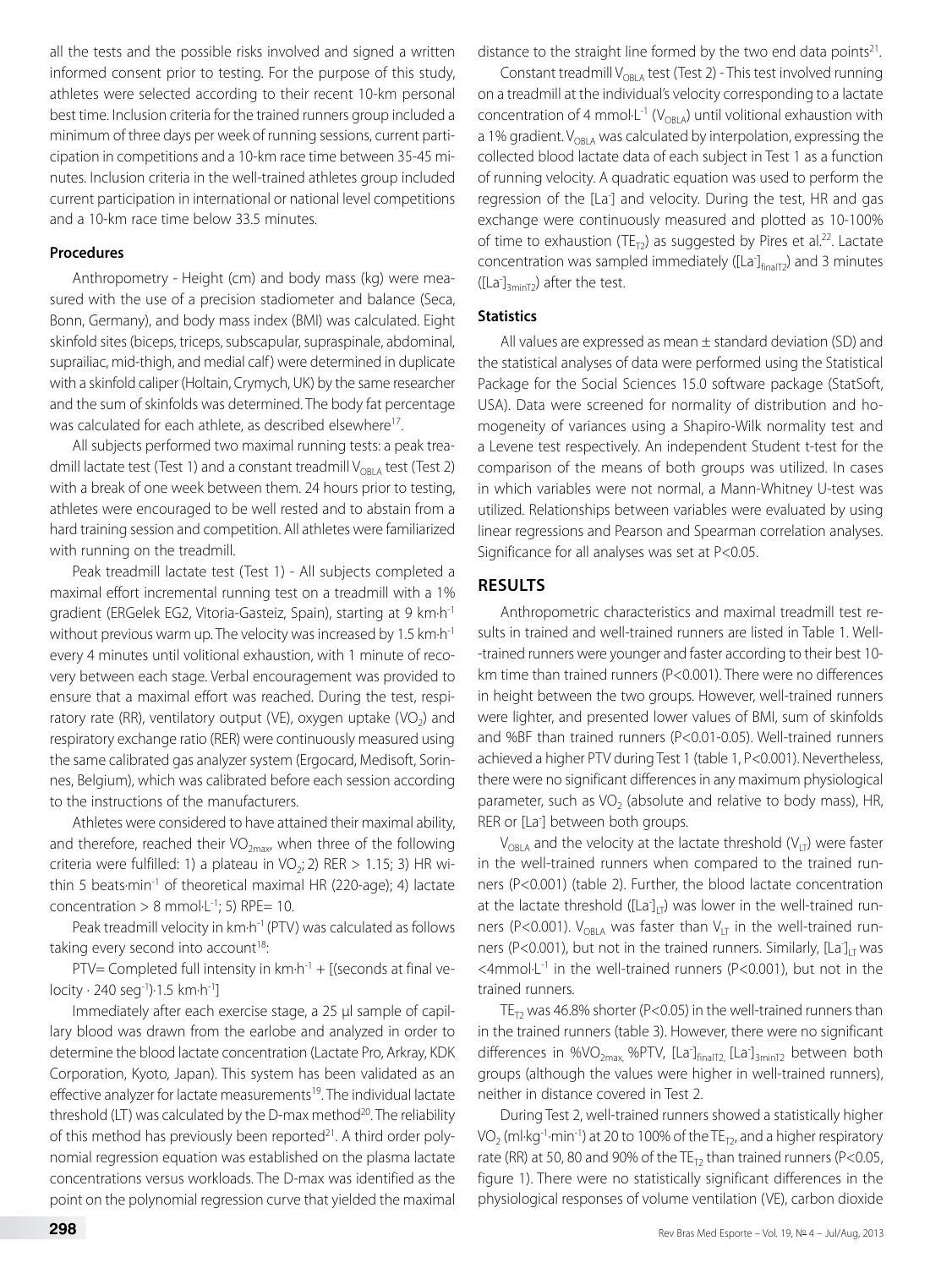all the tests and the possible risks involved and signed a written informed consent prior to testing. For the purpose of this study, athletes were selected according to their recent 10-km personal best time. Inclusion criteria for the trained runners group included a minimum of three days per week of running sessions, current participation in competitions and a 10-km race time between 35-45 minutes. Inclusion criteria in the well-trained athletes group included current participation in international or national level competitions and a 10-km race time below 33.5 minutes.

### Procedures

Anthropometry - Height (cm) and body mass (kg) were measured with the use of a precision stadiometer and balance (Seca, Bonn, Germany), and body mass index (BMI) was calculated. Eight skinfold sites (biceps, triceps, subscapular, supraspinale, abdominal, suprailiac, mid-thigh, and medial calf) were determined in duplicate with a skinfold caliper (Holtain, Crymych, UK) by the same researcher and the sum of skinfolds was determined. The body fat percentage was calculated for each athlete, as described elsewhere[17].

All subjects performed two maximal running tests: a peak treadmill lactate test (Test 1) and a constant treadmill $V_{OBLA}$ test (Test 2) with a break of one week between them. 24 hours prior to testing, athletes were encouraged to be well rested and to abstain from a hard training session and competition. All athletes were familiarized with running on the treadmill.

Peak treadmill lactate test (Test 1) - All subjects completed a maximal effort incremental running test on a treadmill with a 1% gradient (ERGelek EG2, Vitoria-Gasteiz, Spain), starting at 9 km·h$^{-1}$ without previous warm up. The velocity was increased by 1.5 km·h$^{-1}$ every 4 minutes until volitional exhaustion, with 1 minute of recovery between each stage. Verbal encouragement was provided to ensure that a maximal effort was reached. During the test, respiratory rate (RR), ventilatory output (VE), oxygen uptake ($VO_2$) and respiratory exchange ratio (RER) were continuously measured using the same calibrated gas analyzer system (Ergocard, Medisoft, Sorinnes, Belgium), which was calibrated before each session according to the instructions of the manufacturers.

Athletes were considered to have attained their maximal ability, and therefore, reached their $VO_{2max}$, when three of the following criteria were fulfilled: 1) a plateau in $VO_2$; 2) RER > 1.15; 3) HR within 5 beats·min$^{-1}$ of theoretical maximal HR (220-age); 4) lactate concentration > 8 mmol·L$^{-1}$; 5) RPE= 10.

Peak treadmill velocity in km·h$^{-1}$ (PTV) was calculated as follows taking every second into account[18]:

PTV= Completed full intensity in km·h$^{-1}$ + [(seconds at final velocity · 240 seg$^{-1}$)·1.5 km·h$^{-1}$]

Immediately after each exercise stage, a 25 µl sample of capillary blood was drawn from the earlobe and analyzed in order to determine the blood lactate concentration (Lactate Pro, Arkray, KDK Corporation, Kyoto, Japan). This system has been validated as an effective analyzer for lactate measurements[19]. The individual lactate threshold (LT) was calculated by the D-max method[20]. The reliability of this method has previously been reported[21]. A third order polynomial regression equation was established on the plasma lactate concentrations versus workloads. The D-max was identified as the point on the polynomial regression curve that yielded the maximal distance to the straight line formed by the two end data points[21].

Constant treadmill $V_{OBLA}$ test (Test 2) - This test involved running on a treadmill at the individual's velocity corresponding to a lactate concentration of 4 mmol·L$^{-1}$ ($V_{OBLA}$) until volitional exhaustion with a 1% gradient. $V_{OBLA}$ was calculated by interpolation, expressing the collected blood lactate data of each subject in Test 1 as a function of running velocity. A quadratic equation was used to perform the regression of the [La$^-$] and velocity. During the test, HR and gas exchange were continuously measured and plotted as 10-100% of time to exhaustion ($TE_{T2}$) as suggested by Pires et al.[22]. Lactate concentration was sampled immediately ($[La^-]_{finalT2}$) and 3 minutes ($[La^-]_{3minT2}$) after the test.

### Statistics

All values are expressed as mean ± standard deviation (SD) and the statistical analyses of data were performed using the Statistical Package for the Social Sciences 15.0 software package (StatSoft, USA). Data were screened for normality of distribution and homogeneity of variances using a Shapiro-Wilk normality test and a Levene test respectively. An independent Student t-test for the comparison of the means of both groups was utilized. In cases in which variables were not normal, a Mann-Whitney U-test was utilized. Relationships between variables were evaluated by using linear regressions and Pearson and Spearman correlation analyses. Significance for all analyses was set at P<0.05.

## RESULTS

Anthropometric characteristics and maximal treadmill test results in trained and well-trained runners are listed in Table 1. Well-trained runners were younger and faster according to their best 10-km time than trained runners (P<0.001). There were no differences in height between the two groups. However, well-trained runners were lighter, and presented lower values of BMI, sum of skinfolds and %BF than trained runners (P<0.01-0.05). Well-trained runners achieved a higher PTV during Test 1 (table 1, P<0.001). Nevertheless, there were no significant differences in any maximum physiological parameter, such as $VO_2$ (absolute and relative to body mass), HR, RER or [La$^-$] between both groups.

$V_{OBLA}$ and the velocity at the lactate threshold ($V_{LT}$) were faster in the well-trained runners when compared to the trained runners (P<0.001) (table 2). Further, the blood lactate concentration at the lactate threshold ($[La^-]_{LT}$) was lower in the well-trained runners (P<0.001). $V_{OBLA}$ was faster than $V_{LT}$ in the well-trained runners (P<0.001), but not in the trained runners. Similarly, $[La^-]_{LT}$ was <4mmol·L$^{-1}$ in the well-trained runners (P<0.001), but not in the trained runners.

$TE_{T2}$ was 46.8% shorter (P<0.05) in the well-trained runners than in the trained runners (table 3). However, there were no significant differences in $\%VO_{2max}$, %PTV, $[La^-]_{finalT2}$, $[La^-]_{3minT2}$ between both groups (although the values were higher in well-trained runners), neither in distance covered in Test 2.

During Test 2, well-trained runners showed a statistically higher $VO_2$ (ml·kg$^{-1}$·min$^{-1}$) at 20 to 100% of the $TE_{T2}$, and a higher respiratory rate (RR) at 50, 80 and 90% of the $TE_{T2}$ than trained runners (P<0.05, figure 1). There were no statistically significant differences in the physiological responses of volume ventilation (VE), carbon dioxide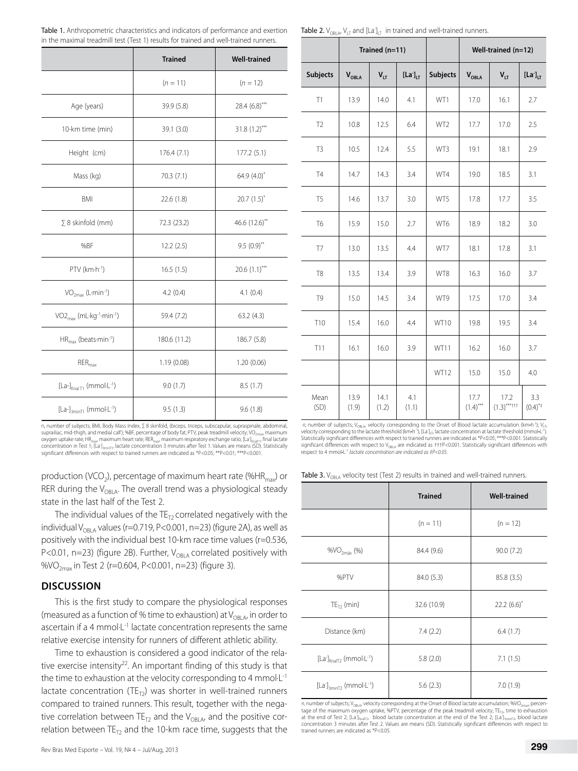**Table 1.** Anthropometric characteristics and indicators of performance and exertion in the maximal treadmill test (Test 1) results for trained and well-trained runners.

| | Trained | Well-trained |
|---|---|---|
| | ($n$ = 11) | ($n$ = 12) |
| Age (years) | 39.9 (5.8) | 28.4 (6.8)*** |
| 10-km time (min) | 39.1 (3.0) | 31.8 (1.2)*** |
| Height (cm) | 176.4 (7.1) | 177.2 (5.1) |
| Mass (kg) | 70.3 (7.1) | 64.9 (4.0)* |
| BMI | 22.6 (1.8) | 20.7 (1.5)* |
| ∑ 8 skinfold (mm) | 72.3 (23.2) | 46.6 (12.6)** |
| %BF | 12.2 (2.5) | 9.5 (0.9)** |
| PTV (km·h$^{-1}$) | 16.5 (1.5) | 20.6 (1.1)*** |
| $VO_{2max}$ (L·min$^{-1}$) | 4.2 (0.4) | 4.1 (0.4) |
| $VO2_{max}$ (mL·kg$^{-1}$·min$^{-1}$) | 59.4 (7.2) | 63.2 (4.3) |
| $HR_{max}$ (beats·min$^{-1}$) | 180.6 (11.2) | 186.7 (5.8) |
| $RER_{max}$ | 1.19 (0.08) | 1.20 (0.06) |
| $[La^-]_{final\,T1}$ (mmol·L$^{-1}$) | 9.0 (1.7) | 8.5 (1.7) |
| $[La^-]_{3minT1}$ (mmol·L$^{-1}$) | 9.5 (1.3) | 9.6 (1.8) |

$n$, number of subjects; BMI, Body Mass Index, ∑ 8 skinfold, (biceps, triceps, subscapular, supraspinale, abdominal, suprailiac, mid-thigh, and medial calf); %BF, percentage of body fat; PTV, peak treadmill velocity; $VO_{2max}$, maximum oxygen uptake rate; $HR_{max}$, maximum heart rate; $RER_{max}$, maximum respiratory exchange ratio; $[La^-]_{finalT1}$, final lactate concentration in Test 1; $[La^-]_{3minT1}$, lactate concentration 3 minutes after Test 1. Values are means (SD). Statistically significant differences with respect to trained runners are indicated as *P<0.05; **P<0.01; ***P<0.001.

production ($VCO_2$), percentage of maximum heart rate (%$HR_{max}$) or RER during the $V_{OBLA}$. The overall trend was a physiological steady state in the last half of the Test 2.

The individual values of the $TE_{T2}$ correlated negatively with the individual $V_{OBLA}$ values (r=0.719, P<0.001, n=23) (figure 2A), as well as positively with the individual best 10-km race time values (r=0.536, P<0.01, n=23) (figure 2B). Further, $V_{OBLA}$ correlated positively with %$VO_{2max}$ in Test 2 (r=0.604, P<0.001, n=23) (figure 3).

## DISCUSSION

This is the first study to compare the physiological responses (measured as a function of % time to exhaustion) at $V_{OBLA}$, in order to ascertain if a 4 mmol·L$^{-1}$ lactate concentration represents the same relative exercise intensity for runners of different athletic ability.

Time to exhaustion is considered a good indicator of the relative exercise intensity[22]. An important finding of this study is that the time to exhaustion at the velocity corresponding to 4 mmol·L$^{-1}$ lactate concentration ($TE_{T2}$) was shorter in well-trained runners compared to trained runners. This result, together with the negative correlation between $TE_{T2}$ and the $V_{OBLA}$, and the positive correlation between $TE_{T2}$ and the 10-km race time, suggests that the

**Table 2.** $V_{OBLA}$, $V_{LT}$ and $[La^-]_{LT}$ in trained and well-trained runners.

| Trained (n=11) | | | | Well-trained (n=12) | | | |
|---|---|---|---|---|---|---|---|
| Subjects | $V_{OBLA}$ | $V_{LT}$ | $[La^-]_{LT}$ | Subjects | $V_{OBLA}$ | $V_{LT}$ | $[La^-]_{LT}$ |
| T1 | 13.9 | 14.0 | 4.1 | WT1 | 17.0 | 16.1 | 2.7 |
| T2 | 10.8 | 12.5 | 6.4 | WT2 | 17.7 | 17.0 | 2.5 |
| T3 | 10.5 | 12.4 | 5.5 | WT3 | 19.1 | 18.1 | 2.9 |
| T4 | 14.7 | 14.3 | 3.4 | WT4 | 19.0 | 18.5 | 3.1 |
| T5 | 14.6 | 13.7 | 3.0 | WT5 | 17.8 | 17.7 | 3.5 |
| T6 | 15.9 | 15.0 | 2.7 | WT6 | 18.9 | 18.2 | 3.0 |
| T7 | 13.0 | 13.5 | 4.4 | WT7 | 18.1 | 17.8 | 3.1 |
| T8 | 13.5 | 13.4 | 3.9 | WT8 | 16.3 | 16.0 | 3.7 |
| T9 | 15.0 | 14.5 | 3.4 | WT9 | 17.5 | 17.0 | 3.4 |
| T10 | 15.4 | 16.0 | 4.4 | WT10 | 19.8 | 19.5 | 3.4 |
| T11 | 16.1 | 16.0 | 3.9 | WT11 | 16.2 | 16.0 | 3.7 |
| | | | | WT12 | 15.0 | 15.0 | 4.0 |
| Mean (SD) | 13.9 (1.9) | 14.1 (1.2) | 4.1 (1.1) | | 17.7 (1.4)*** | 17.2 (1.3)***††† | 3.3 (0.4)*‡ |

$n$, number of subjects; $V_{OBLA}$, velocity corresponding to the Onset of Blood lactate accumulation (km•h$^{-1}$); $V_{LT}$, velocity corresponding to the lactate threshold (km•h$^{-1}$); $[La^-]_{LT}$, lactate concentration at lactate threshold (mmol•L$^{-1}$). Statistically significant differences with respect to trained runners are indicated as *P<0.05; ***P<0.001. Statistically significant differences with respect to $V_{OBLA}$ are indicated as †††P<0.001. Statistically significant differences with respect to 4 mmol·L$^{-1}$ *lactate concentration are indicated as ‡P<0.05.*

**Table 3.** $V_{OBLA}$ velocity test (Test 2) results in trained and well-trained runners.

| | Trained | Well-trained |
|---|---|---|
| | (n = 11) | (n = 12) |
| %$VO_{2máx}$ (%) | 84.4 (9.6) | 90.0 (7.2) |
| %PTV | 84.0 (5.3) | 85.8 (3.5) |
| $TE_{T2}$ (min) | 32.6 (10.9) | 22.2 (6.6)* |
| Distance (km) | 7.4 (2.2) | 6.4 (1.7) |
| $[La^-]_{finalT2}$ (mmol·L$^{-1}$) | 5.8 (2.0) | 7.1 (1.5) |
| $[La^-]_{3minT2}$ (mmol·L$^{-1}$) | 5.6 (2.3) | 7.0 (1.9) |

$n$, number of subjects; $V_{OBLA}$, velocity corresponding at the Onset of Blood lactate accumulation; %$VO_{2max}$, percentage of the maximum oxygen uptake, %PTV, percentage of the peak treadmill velocity; $TE_{T2}$, time to exhaustion at the end of Test 2; $[La^-]_{finalT2}$, blood lactate concentration at the end of the Test 2; $[La^-]_{3minT2}$, blood lactate concentration 3 minutes after Test 2. Values are means (SD). Statistically significant differences with respect to trained runners are indicated as *P<0.05.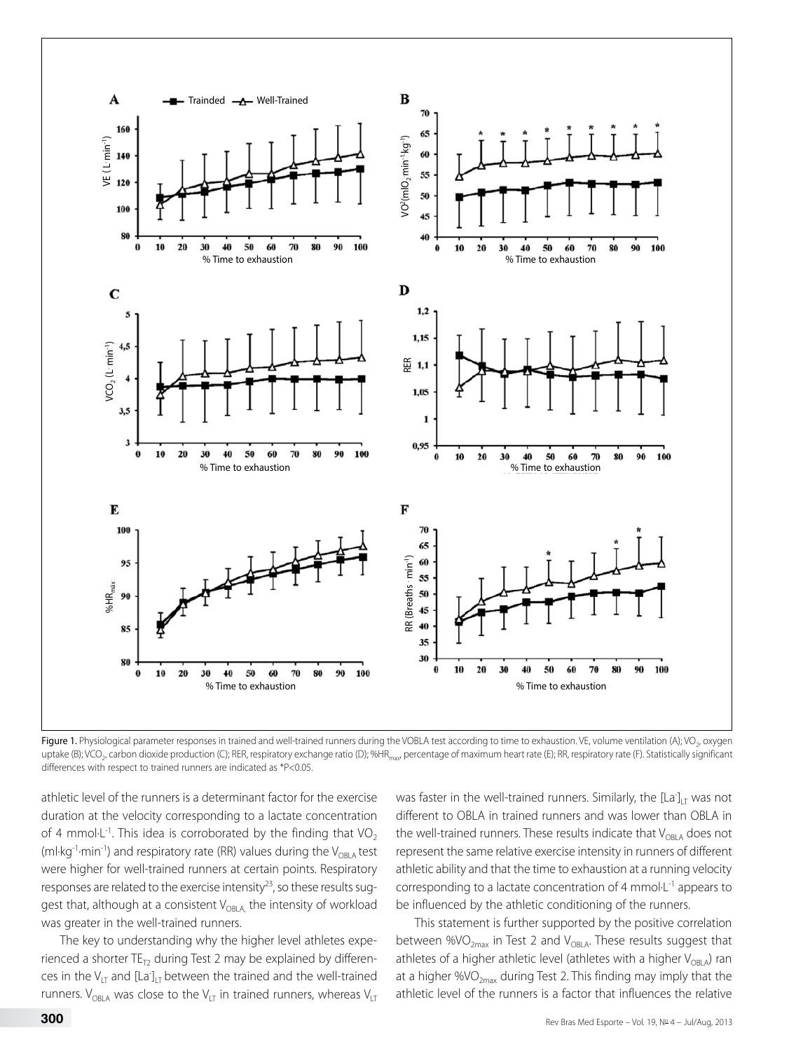Figure 1. Physiological parameter responses in trained and well-trained runners during the VOBLA test according to time to exhaustion. VE, volume ventilation (A); $VO_2$, oxygen uptake (B); $VCO_2$, carbon dioxide production (C); RER, respiratory exchange ratio (D); $\%HR_{max}$, percentage of maximum heart rate (E); RR, respiratory rate (F). Statistically significant differences with respect to trained runners are indicated as *P<0.05.

athletic level of the runners is a determinant factor for the exercise duration at the velocity corresponding to a lactate concentration of 4 mmol·L$^{-1}$. This idea is corroborated by the finding that $VO_2$ (ml·kg$^{-1}$·min$^{-1}$) and respiratory rate (RR) values during the $V_{OBLA}$ test were higher for well-trained runners at certain points. Respiratory responses are related to the exercise intensity[23], so these results suggest that, although at a consistent $V_{OBLA}$, the intensity of workload was greater in the well-trained runners.

The key to understanding why the higher level athletes experienced a shorter $TE_{T2}$ during Test 2 may be explained by differences in the $V_{LT}$ and $[La^-]_{LT}$ between the trained and the well-trained runners. $V_{OBLA}$ was close to the $V_{LT}$ in trained runners, whereas $V_{LT}$ was faster in the well-trained runners. Similarly, the $[La^-]_{LT}$ was not different to OBLA in trained runners and was lower than OBLA in the well-trained runners. These results indicate that $V_{OBLA}$ does not represent the same relative exercise intensity in runners of different athletic ability and that the time to exhaustion at a running velocity corresponding to a lactate concentration of 4 mmol·L$^{-1}$ appears to be influenced by the athletic conditioning of the runners.

This statement is further supported by the positive correlation between $\%VO_{2max}$ in Test 2 and $V_{OBLA}$. These results suggest that athletes of a higher athletic level (athletes with a higher $V_{OBLA}$) ran at a higher $\%VO_{2max}$ during Test 2. This finding may imply that the athletic level of the runners is a factor that influences the relative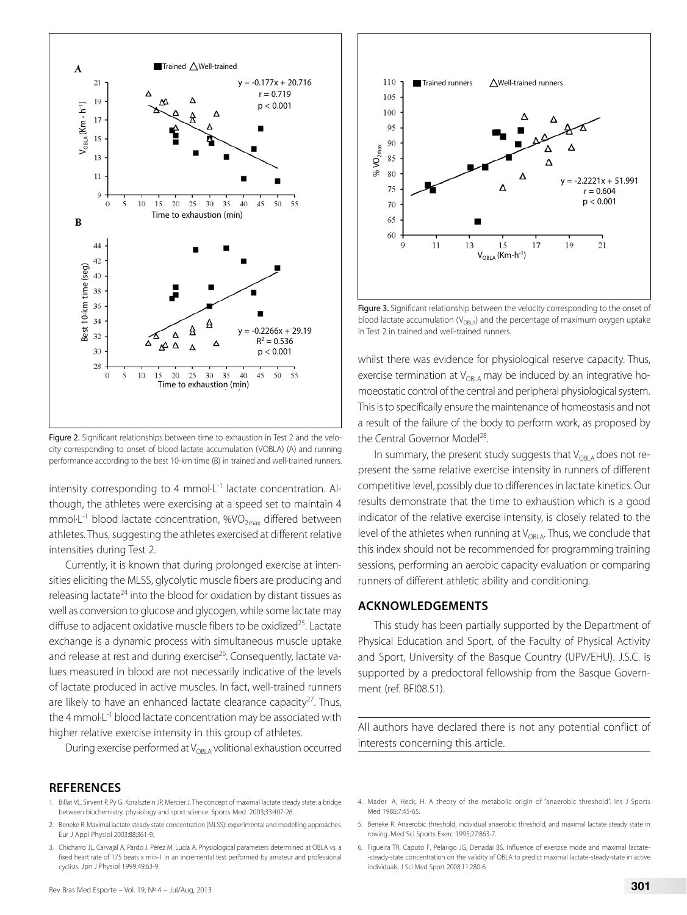Figure 2. Significant relationships between time to exhaustion in Test 2 and the velocity corresponding to onset of blood lactate accumulation (VOBLA) (A) and running performance according to the best 10-km time (B) in trained and well-trained runners.

intensity corresponding to 4 mmol·L$^{-1}$ lactate concentration. Although, the athletes were exercising at a speed set to maintain 4 mmol·L$^{-1}$ blood lactate concentration, %$VO_{2max}$ differed between athletes. Thus, suggesting the athletes exercised at different relative intensities during Test 2.

Currently, it is known that during prolonged exercise at intensities eliciting the MLSS, glycolytic muscle fibers are producing and releasing lactate[24] into the blood for oxidation by distant tissues as well as conversion to glucose and glycogen, while some lactate may diffuse to adjacent oxidative muscle fibers to be oxidized[25]. Lactate exchange is a dynamic process with simultaneous muscle uptake and release at rest and during exercise[26]. Consequently, lactate values measured in blood are not necessarily indicative of the levels of lactate produced in active muscles. In fact, well-trained runners are likely to have an enhanced lactate clearance capacity[27]. Thus, the 4 mmol·L$^{-1}$ blood lactate concentration may be associated with higher relative exercise intensity in this group of athletes.

During exercise performed at $V_{OBLA}$ volitional exhaustion occurred whilst there was evidence for physiological reserve capacity. Thus, exercise termination at $V_{OBLA}$ may be induced by an integrative homoeostatic control of the central and peripheral physiological system. This is to specifically ensure the maintenance of homeostasis and not a result of the failure of the body to perform work, as proposed by the Central Governor Model[28].

Figure 3. Significant relationship between the velocity corresponding to the onset of blood lactate accumulation ($V_{OBLA}$) and the percentage of maximum oxygen uptake in Test 2 in trained and well-trained runners.

In summary, the present study suggests that $V_{OBLA}$ does not represent the same relative exercise intensity in runners of different competitive level, possibly due to differences in lactate kinetics. Our results demonstrate that the time to exhaustion, which is a good indicator of the relative exercise intensity, is closely related to the level of the athletes when running at $V_{OBLA}$. Thus, we conclude that this index should not be recommended for programming training sessions, performing an aerobic capacity evaluation or comparing runners of different athletic ability and conditioning.

## ACKNOWLEDGEMENTS

This study has been partially supported by the Department of Physical Education and Sport, of the Faculty of Physical Activity and Sport, University of the Basque Country (UPV/EHU). J.S.C. is supported by a predoctoral fellowship from the Basque Government (ref. BFI08.51).

All authors have declared there is not any potential conflict of interests concerning this article.

## REFERENCES

1. Billat VL, Sirvent P, Py G, Koralsztein JP, Mercier J. The concept of maximal lactate steady state: a bridge between biochemistry, physiology and sport science. Sports Med. 2003;33:407-26.
2. Beneke R. Maximal lactate steady state concentration (MLSS): experimental and modelling approaches. Eur J Appl Physiol 2003;88:361-9.
3. Chicharro JL, Carvajal A, Pardo J, Pérez M, Lucía A. Physiological parameters determined at OBLA vs. a fixed heart rate of 175 beats x min-1 in an incremental test performed by amateur and professional cyclists. Jpn J Physiol 1999;49:63-9.
4. Mader A, Heck, H. A theory of the metabolic origin of "anaerobic threshold". Int J Sports Med 1986;7:45-65.
5. Beneke R. Anaerobic threshold, individual anaerobic threshold, and maximal lactate steady state in rowing. Med Sci Sports Exerc 1995;27:863-7.
6. Figueira TR, Caputo F, Pelarigo JG, Denadai BS. Influence of exercise mode and maximal lactate--steady-state concentration on the validity of OBLA to predict maximal lactate-steady-state in active individuals. J Sci Med Sport 2008;11:280-6.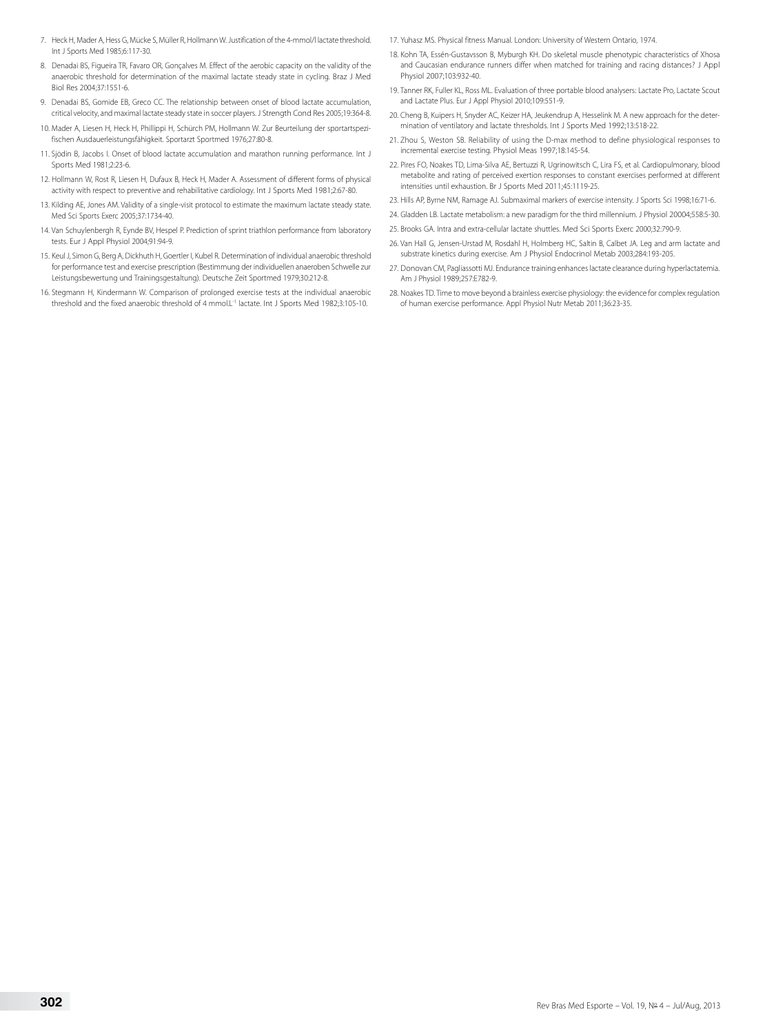7. Heck H, Mader A, Hess G, Mücke S, Müller R, Hollmann W. Justification of the 4-mmol/l lactate threshold. Int J Sports Med 1985;6:117-30.
8. Denadai BS, Figueira TR, Favaro OR, Gonçalves M. Effect of the aerobic capacity on the validity of the anaerobic threshold for determination of the maximal lactate steady state in cycling. Braz J Med Biol Res 2004;37:1551-6.
9. Denadai BS, Gomide EB, Greco CC. The relationship between onset of blood lactate accumulation, critical velocity, and maximal lactate steady state in soccer players. J Strength Cond Res 2005;19:364-8.
10. Mader A, Liesen H, Heck H, Phillippi H, Schürch PM, Hollmann W. Zur Beurteilung der sportartspezifischen Ausdauerleistungsfähigkeit. Sportarzt Sportmed 1976;27:80-8.
11. Sjödin B, Jacobs I. Onset of blood lactate accumulation and marathon running performance. Int J Sports Med 1981;2:23-6.
12. Hollmann W, Rost R, Liesen H, Dufaux B, Heck H, Mader A. Assessment of different forms of physical activity with respect to preventive and rehabilitative cardiology. Int J Sports Med 1981;2:67-80.
13. Kilding AE, Jones AM. Validity of a single-visit protocol to estimate the maximum lactate steady state. Med Sci Sports Exerc 2005;37:1734-40.
14. Van Schuylenbergh R, Eynde BV, Hespel P. Prediction of sprint triathlon performance from laboratory tests. Eur J Appl Physiol 2004;91:94-9.
15. Keul J, Simon G, Berg A, Dickhuth H, Goertler I, Kubel R. Determination of individual anaerobic threshold for performance test and exercise prescription (Bestimmung der individuellen anaeroben Schwelle zur Leistungsbewertung und Trainingsgestaltung). Deutsche Zeit Sportmed 1979;30:212-8.
16. Stegmann H, Kindermann W. Comparison of prolonged exercise tests at the individual anaerobic threshold and the fixed anaerobic threshold of 4 mmol.L$^{-1}$ lactate. Int J Sports Med 1982;3:105-10.
17. Yuhasz MS. Physical fitness Manual. London: University of Western Ontario, 1974.
18. Kohn TA, Essén-Gustavsson B, Myburgh KH. Do skeletal muscle phenotypic characteristics of Xhosa and Caucasian endurance runners differ when matched for training and racing distances? J Appl Physiol 2007;103:932-40.
19. Tanner RK, Fuller KL, Ross ML. Evaluation of three portable blood analysers: Lactate Pro, Lactate Scout and Lactate Plus. Eur J Appl Physiol 2010;109:551-9.
20. Cheng B, Kuipers H, Snyder AC, Keizer HA, Jeukendrup A, Hesselink M. A new approach for the determination of ventilatory and lactate thresholds. Int J Sports Med 1992;13:518-22.
21. Zhou S, Weston SB. Reliability of using the D-max method to define physiological responses to incremental exercise testing. Physiol Meas 1997;18:145-54.
22. Pires FO, Noakes TD, Lima-Silva AE, Bertuzzi R, Ugrinowitsch C, Lira FS, et al. Cardiopulmonary, blood metabolite and rating of perceived exertion responses to constant exercises performed at different intensities until exhaustion. Br J Sports Med 2011;45:1119-25.
23. Hills AP, Byrne NM, Ramage AJ. Submaximal markers of exercise intensity. J Sports Sci 1998;16:71-6.
24. Gladden LB. Lactate metabolism: a new paradigm for the third millennium. J Physiol 20004;558:5-30.
25. Brooks GA. Intra and extra-cellular lactate shuttles. Med Sci Sports Exerc 2000;32:790-9.
26. Van Hall G, Jensen-Urstad M, Rosdahl H, Holmberg HC, Saltin B, Calbet JA. Leg and arm lactate and substrate kinetics during exercise. Am J Physiol Endocrinol Metab 2003;284:193-205.
27. Donovan CM, Pagliassotti MJ. Endurance training enhances lactate clearance during hyperlactatemia. Am J Physiol 1989;257:E782-9.
28. Noakes TD. Time to move beyond a brainless exercise physiology: the evidence for complex regulation of human exercise performance. Appl Physiol Nutr Metab 2011;36:23-35.